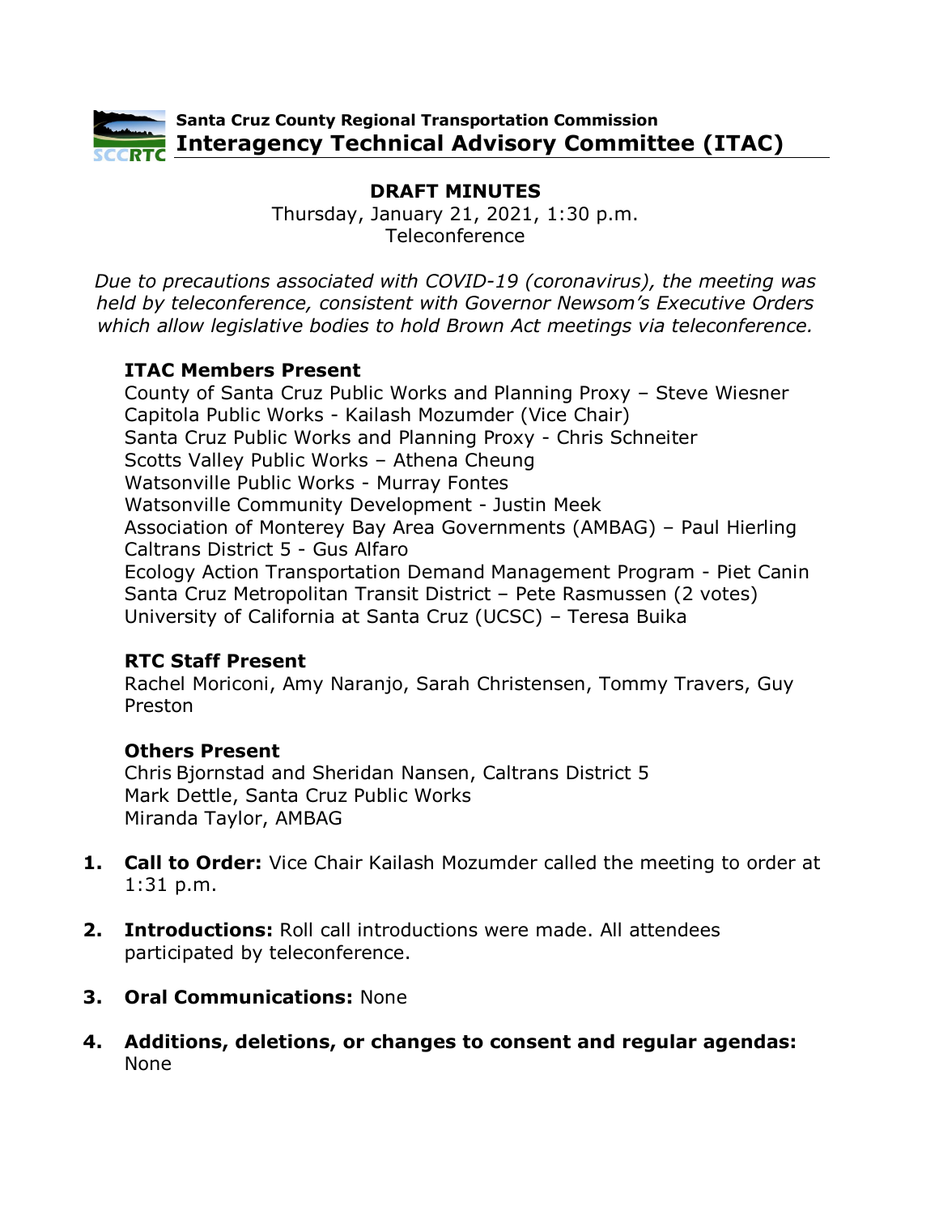**Santa Cruz County Regional Transportation Commission**

# Interagency Technical Advisory Committee (ITAC)

## DRAFT MINUTES

Thursday, January 21, 2021, 1:30 p.m.
Teleconference

*Due to precautions associated with COVID-19 (coronavirus), the meeting was held by teleconference, consistent with Governor Newsom's Executive Orders which allow legislative bodies to hold Brown Act meetings via teleconference.*

**ITAC Members Present**

County of Santa Cruz Public Works and Planning Proxy – Steve Wiesner
Capitola Public Works - Kailash Mozumder (Vice Chair)
Santa Cruz Public Works and Planning Proxy - Chris Schneiter
Scotts Valley Public Works – Athena Cheung
Watsonville Public Works - Murray Fontes
Watsonville Community Development - Justin Meek
Association of Monterey Bay Area Governments (AMBAG) – Paul Hierling
Caltrans District 5 - Gus Alfaro
Ecology Action Transportation Demand Management Program - Piet Canin
Santa Cruz Metropolitan Transit District – Pete Rasmussen (2 votes)
University of California at Santa Cruz (UCSC) – Teresa Buika

**RTC Staff Present**

Rachel Moriconi, Amy Naranjo, Sarah Christensen, Tommy Travers, Guy Preston

**Others Present**

Chris Bjornstad and Sheridan Nansen, Caltrans District 5
Mark Dettle, Santa Cruz Public Works
Miranda Taylor, AMBAG

1. **Call to Order:** Vice Chair Kailash Mozumder called the meeting to order at 1:31 p.m.

2. **Introductions:** Roll call introductions were made. All attendees participated by teleconference.

3. **Oral Communications:** None

4. **Additions, deletions, or changes to consent and regular agendas:** None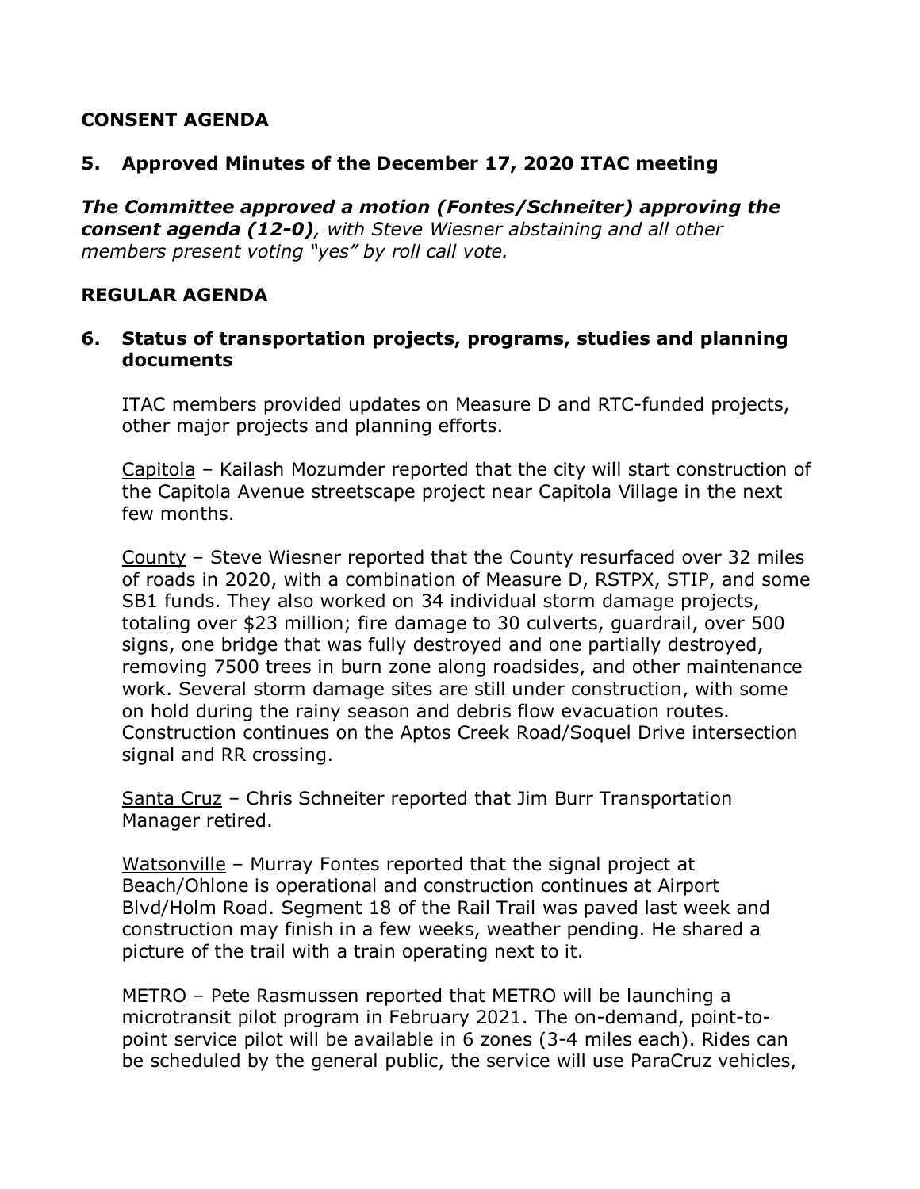## CONSENT AGENDA

### 5. Approved Minutes of the December 17, 2020 ITAC meeting

***The Committee approved a motion (Fontes/Schneiter) approving the consent agenda (12-0)****, with Steve Wiesner abstaining and all other members present voting "yes" by roll call vote.*

## REGULAR AGENDA

### 6. Status of transportation projects, programs, studies and planning documents

ITAC members provided updates on Measure D and RTC-funded projects, other major projects and planning efforts.

Capitola – Kailash Mozumder reported that the city will start construction of the Capitola Avenue streetscape project near Capitola Village in the next few months.

County – Steve Wiesner reported that the County resurfaced over 32 miles of roads in 2020, with a combination of Measure D, RSTPX, STIP, and some SB1 funds. They also worked on 34 individual storm damage projects, totaling over $23 million; fire damage to 30 culverts, guardrail, over 500 signs, one bridge that was fully destroyed and one partially destroyed, removing 7500 trees in burn zone along roadsides, and other maintenance work. Several storm damage sites are still under construction, with some on hold during the rainy season and debris flow evacuation routes. Construction continues on the Aptos Creek Road/Soquel Drive intersection signal and RR crossing.

Santa Cruz – Chris Schneiter reported that Jim Burr Transportation Manager retired.

Watsonville – Murray Fontes reported that the signal project at Beach/Ohlone is operational and construction continues at Airport Blvd/Holm Road. Segment 18 of the Rail Trail was paved last week and construction may finish in a few weeks, weather pending. He shared a picture of the trail with a train operating next to it.

METRO – Pete Rasmussen reported that METRO will be launching a microtransit pilot program in February 2021. The on-demand, point-to-point service pilot will be available in 6 zones (3-4 miles each). Rides can be scheduled by the general public, the service will use ParaCruz vehicles,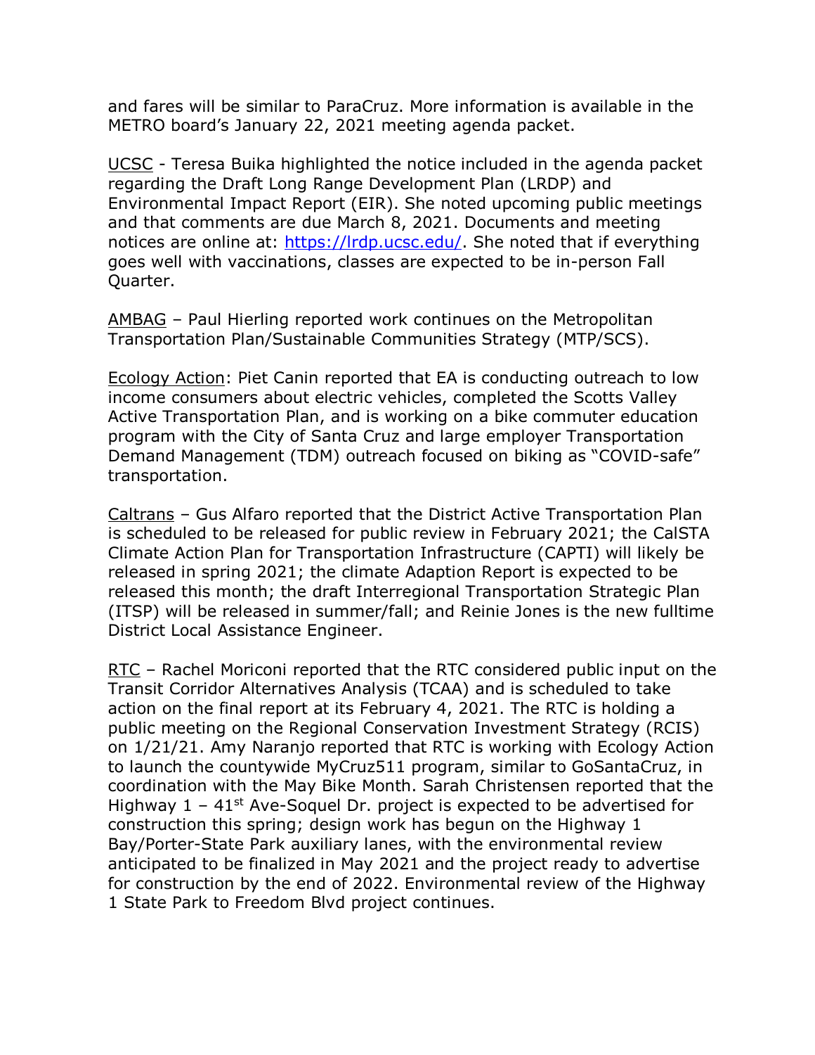and fares will be similar to ParaCruz. More information is available in the METRO board's January 22, 2021 meeting agenda packet.

UCSC - Teresa Buika highlighted the notice included in the agenda packet regarding the Draft Long Range Development Plan (LRDP) and Environmental Impact Report (EIR). She noted upcoming public meetings and that comments are due March 8, 2021. Documents and meeting notices are online at: https://lrdp.ucsc.edu/. She noted that if everything goes well with vaccinations, classes are expected to be in-person Fall Quarter.

AMBAG – Paul Hierling reported work continues on the Metropolitan Transportation Plan/Sustainable Communities Strategy (MTP/SCS).

Ecology Action: Piet Canin reported that EA is conducting outreach to low income consumers about electric vehicles, completed the Scotts Valley Active Transportation Plan, and is working on a bike commuter education program with the City of Santa Cruz and large employer Transportation Demand Management (TDM) outreach focused on biking as "COVID-safe" transportation.

Caltrans – Gus Alfaro reported that the District Active Transportation Plan is scheduled to be released for public review in February 2021; the CalSTA Climate Action Plan for Transportation Infrastructure (CAPTI) will likely be released in spring 2021; the climate Adaption Report is expected to be released this month; the draft Interregional Transportation Strategic Plan (ITSP) will be released in summer/fall; and Reinie Jones is the new fulltime District Local Assistance Engineer.

RTC – Rachel Moriconi reported that the RTC considered public input on the Transit Corridor Alternatives Analysis (TCAA) and is scheduled to take action on the final report at its February 4, 2021. The RTC is holding a public meeting on the Regional Conservation Investment Strategy (RCIS) on 1/21/21. Amy Naranjo reported that RTC is working with Ecology Action to launch the countywide MyCruz511 program, similar to GoSantaCruz, in coordination with the May Bike Month. Sarah Christensen reported that the Highway 1 – 41st Ave-Soquel Dr. project is expected to be advertised for construction this spring; design work has begun on the Highway 1 Bay/Porter-State Park auxiliary lanes, with the environmental review anticipated to be finalized in May 2021 and the project ready to advertise for construction by the end of 2022. Environmental review of the Highway 1 State Park to Freedom Blvd project continues.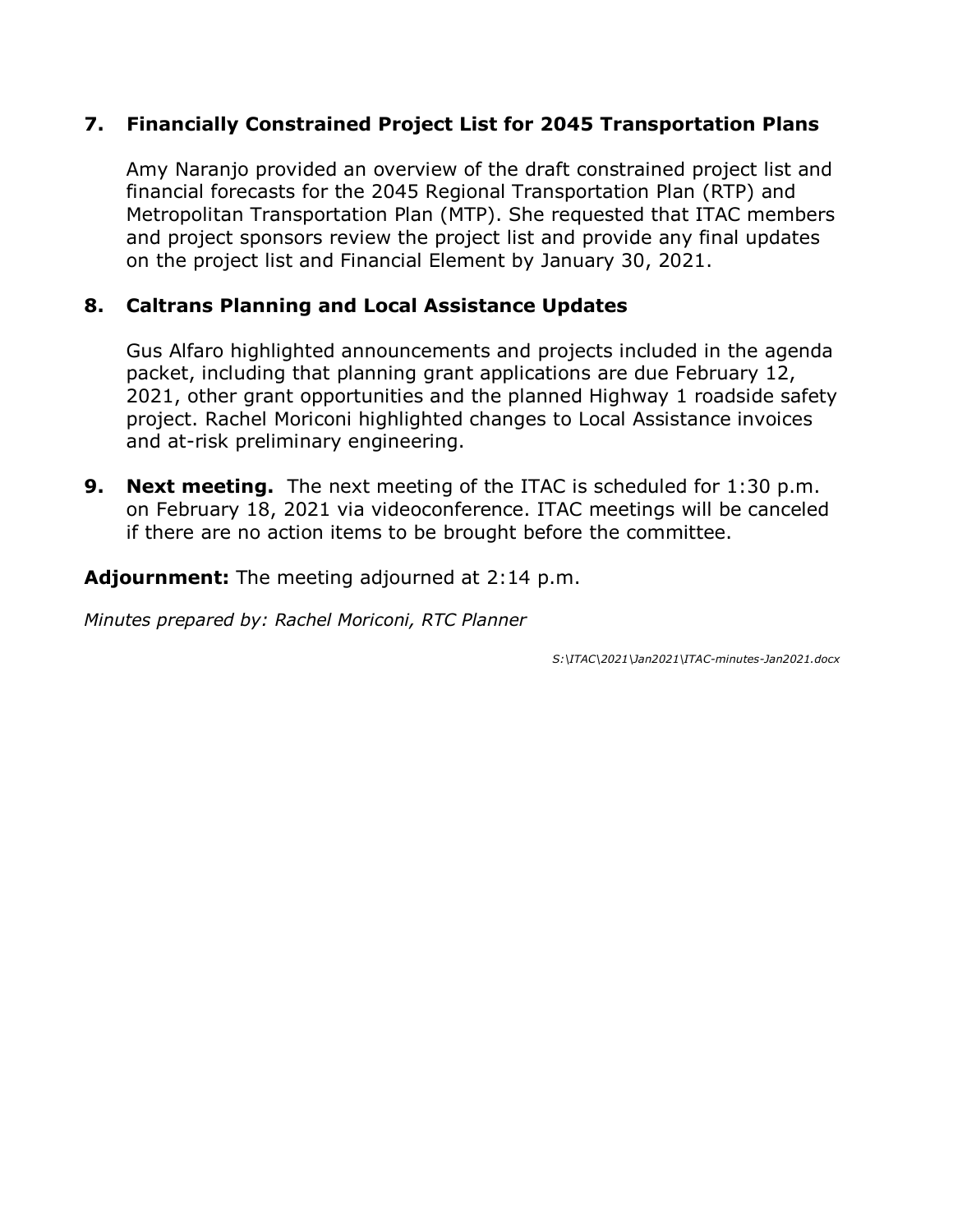## 7. Financially Constrained Project List for 2045 Transportation Plans

Amy Naranjo provided an overview of the draft constrained project list and financial forecasts for the 2045 Regional Transportation Plan (RTP) and Metropolitan Transportation Plan (MTP). She requested that ITAC members and project sponsors review the project list and provide any final updates on the project list and Financial Element by January 30, 2021.

## 8. Caltrans Planning and Local Assistance Updates

Gus Alfaro highlighted announcements and projects included in the agenda packet, including that planning grant applications are due February 12, 2021, other grant opportunities and the planned Highway 1 roadside safety project. Rachel Moriconi highlighted changes to Local Assistance invoices and at-risk preliminary engineering.

**9. Next meeting.** The next meeting of the ITAC is scheduled for 1:30 p.m. on February 18, 2021 via videoconference. ITAC meetings will be canceled if there are no action items to be brought before the committee.

**Adjournment:** The meeting adjourned at 2:14 p.m.

*Minutes prepared by: Rachel Moriconi, RTC Planner*

*S:\ITAC\2021\Jan2021\ITAC-minutes-Jan2021.docx*